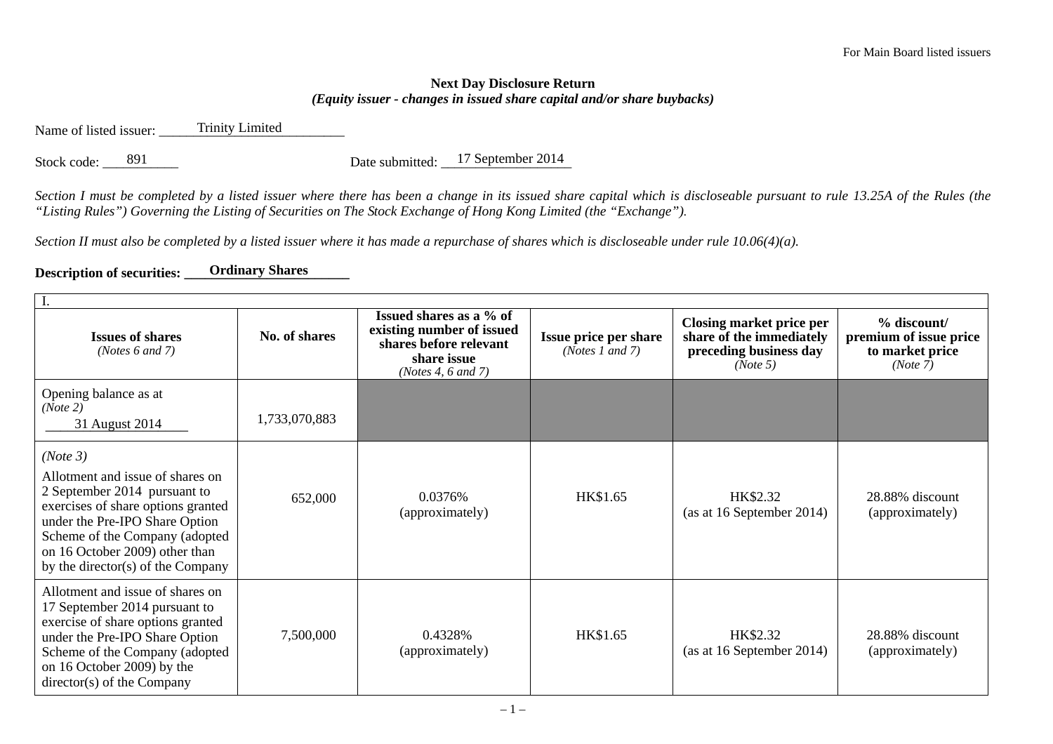For Main Board listed issuers

**Next Day Disclosure Return**
***(Equity issuer - changes in issued share capital and/or share buybacks)***

Name of listed issuer: Trinity Limited

Stock code: 891 Date submitted: 17 September 2014

*Section I must be completed by a listed issuer where there has been a change in its issued share capital which is discloseable pursuant to rule 13.25A of the Rules (the "Listing Rules") Governing the Listing of Securities on The Stock Exchange of Hong Kong Limited (the "Exchange").*

*Section II must also be completed by a listed issuer where it has made a repurchase of shares which is discloseable under rule 10.06(4)(a).*

**Description of securities: Ordinary Shares**

| I. | | | | | |
|---|---|---|---|---|---|
| **Issues of shares** *(Notes 6 and 7)* | **No. of shares** | **Issued shares as a % of existing number of issued shares before relevant share issue** *(Notes 4, 6 and 7)* | **Issue price per share** *(Notes 1 and 7)* | **Closing market price per share of the immediately preceding business day** *(Note 5)* | **% discount/ premium of issue price to market price** *(Note 7)* |
| Opening balance as at *(Note 2)* 31 August 2014 | 1,733,070,883 | | | | |
| *(Note 3)* Allotment and issue of shares on 2 September 2014 pursuant to exercises of share options granted under the Pre-IPO Share Option Scheme of the Company (adopted on 16 October 2009) other than by the director(s) of the Company | 652,000 | 0.0376% (approximately) | HK$1.65 | HK$2.32 (as at 16 September 2014) | 28.88% discount (approximately) |
| Allotment and issue of shares on 17 September 2014 pursuant to exercise of share options granted under the Pre-IPO Share Option Scheme of the Company (adopted on 16 October 2009) by the director(s) of the Company | 7,500,000 | 0.4328% (approximately) | HK$1.65 | HK$2.32 (as at 16 September 2014) | 28.88% discount (approximately) |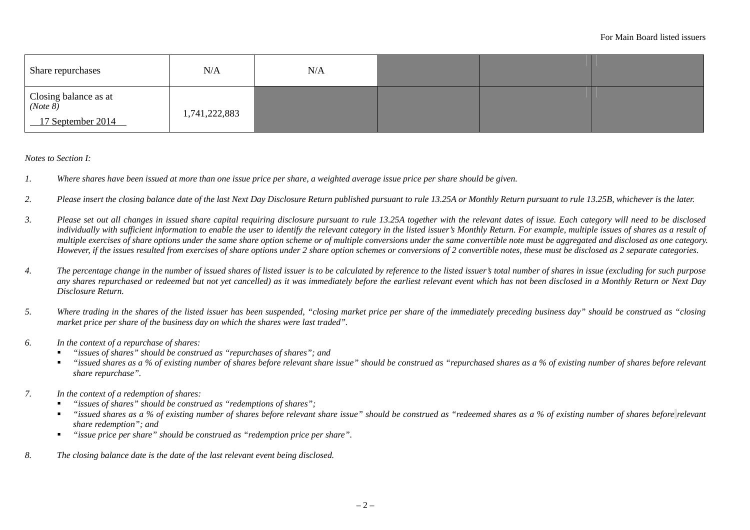| | | | | | |
|---|---|---|---|---|---|
| Share repurchases | N/A | N/A | | | |
| Closing balance as at *(Note 8)* 17 September 2014 | 1,741,222,883 | | | | |

*Notes to Section I:*

1. *Where shares have been issued at more than one issue price per share, a weighted average issue price per share should be given.*

2. *Please insert the closing balance date of the last Next Day Disclosure Return published pursuant to rule 13.25A or Monthly Return pursuant to rule 13.25B, whichever is the later.*

3. *Please set out all changes in issued share capital requiring disclosure pursuant to rule 13.25A together with the relevant dates of issue. Each category will need to be disclosed individually with sufficient information to enable the user to identify the relevant category in the listed issuer's Monthly Return. For example, multiple issues of shares as a result of multiple exercises of share options under the same share option scheme or of multiple conversions under the same convertible note must be aggregated and disclosed as one category. However, if the issues resulted from exercises of share options under 2 share option schemes or conversions of 2 convertible notes, these must be disclosed as 2 separate categories.*

4. *The percentage change in the number of issued shares of listed issuer is to be calculated by reference to the listed issuer's total number of shares in issue (excluding for such purpose any shares repurchased or redeemed but not yet cancelled) as it was immediately before the earliest relevant event which has not been disclosed in a Monthly Return or Next Day Disclosure Return.*

5. *Where trading in the shares of the listed issuer has been suspended, "closing market price per share of the immediately preceding business day" should be construed as "closing market price per share of the business day on which the shares were last traded".*

6. *In the context of a repurchase of shares:*
   - *"issues of shares" should be construed as "repurchases of shares"; and*
   - *"issued shares as a % of existing number of shares before relevant share issue" should be construed as "repurchased shares as a % of existing number of shares before relevant share repurchase".*

7. *In the context of a redemption of shares:*
   - *"issues of shares" should be construed as "redemptions of shares";*
   - *"issued shares as a % of existing number of shares before relevant share issue" should be construed as "redeemed shares as a % of existing number of shares before relevant share redemption"; and*
   - *"issue price per share" should be construed as "redemption price per share".*

8. *The closing balance date is the date of the last relevant event being disclosed.*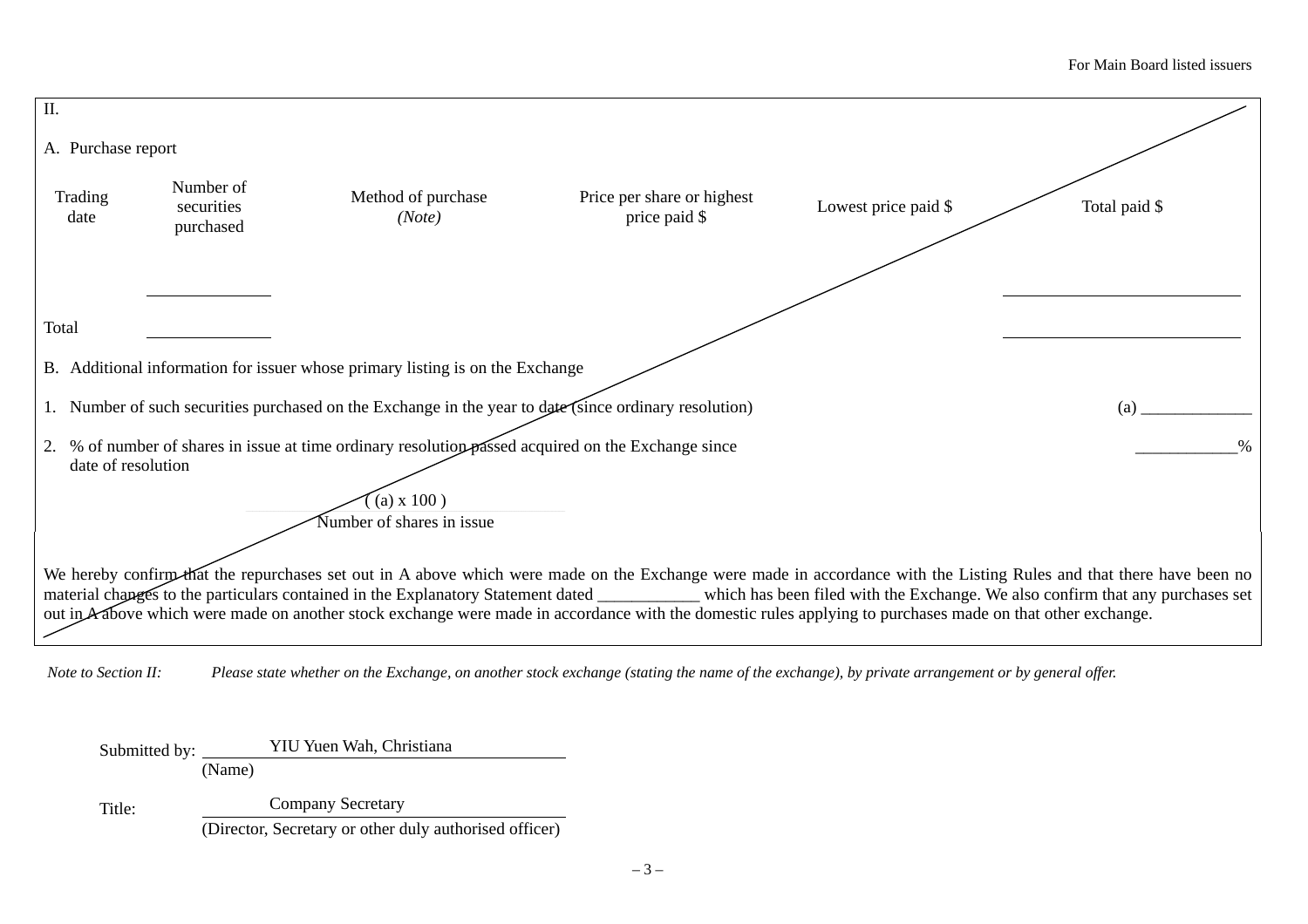For Main Board listed issuers

II.

A. Purchase report

| Trading date | Number of securities purchased | Method of purchase *(Note)* | Price per share or highest price paid $ | Lowest price paid $ | Total paid $ |
|---|---|---|---|---|---|
| | | | | | |
| Total | | | | | |

B. Additional information for issuer whose primary listing is on the Exchange

1. Number of such securities purchased on the Exchange in the year to date (since ordinary resolution) (a) ____________

2. % of number of shares in issue at time ordinary resolution passed acquired on the Exchange since date of resolution ___________%

$$\frac{(\text{(a)} \times 100)}{\text{Number of shares in issue}}$$

We hereby confirm that the repurchases set out in A above which were made on the Exchange were made in accordance with the Listing Rules and that there have been no material changes to the particulars contained in the Explanatory Statement dated ___________ which has been filed with the Exchange. We also confirm that any purchases set out in A above which were made on another stock exchange were made in accordance with the domestic rules applying to purchases made on that other exchange.

*Note to Section II: Please state whether on the Exchange, on another stock exchange (stating the name of the exchange), by private arrangement or by general offer.*

Submitted by: YIU Yuen Wah, Christiana
(Name)

Title: Company Secretary
(Director, Secretary or other duly authorised officer)